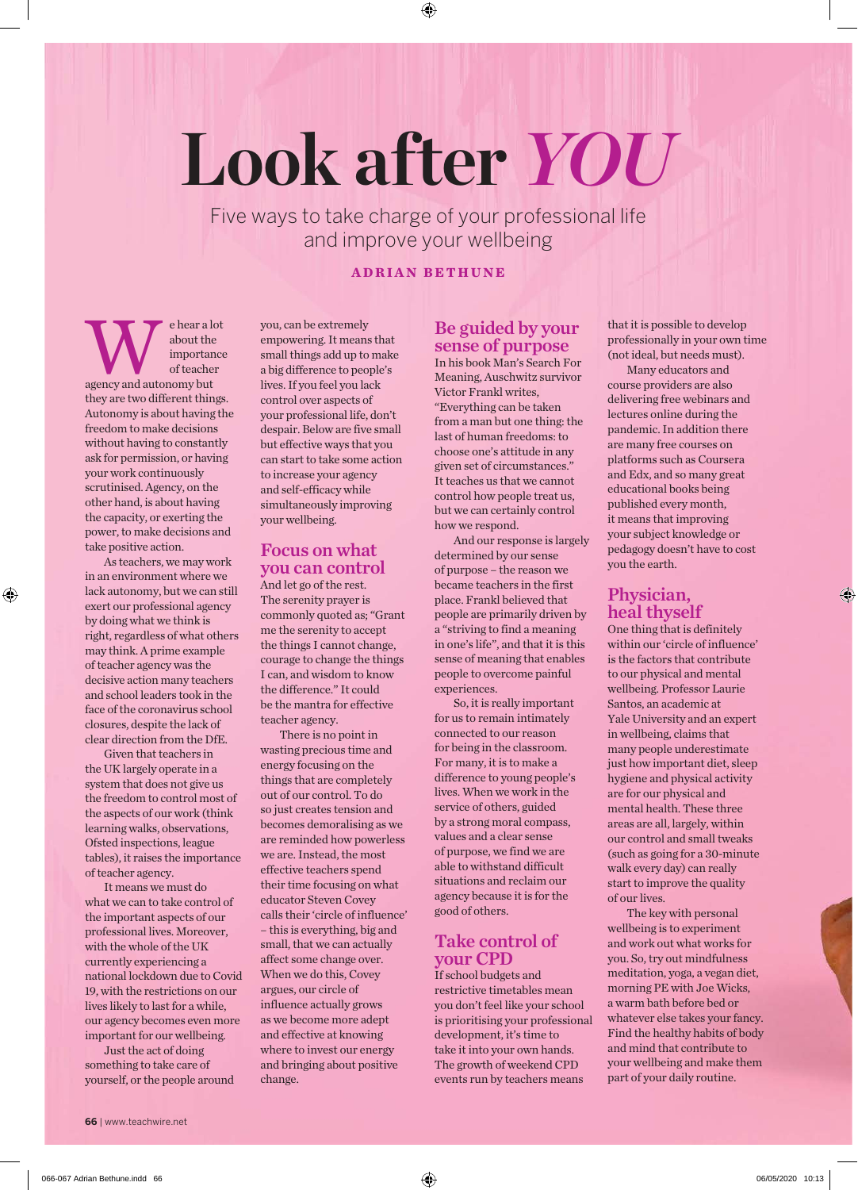# Look after *YOU*

Five ways to take charge of your professional life and improve your wellbeing

**ADRIAN BETHUNE**

We hear a lot about the importance of teacher agency and autonomy but they are two different things. Autonomy is about having the freedom to make decisions without having to constantly ask for permission, or having your work continuously scrutinised. Agency, on the other hand, is about having the capacity, or exerting the power, to make decisions and take positive action.

As teachers, we may work in an environment where we lack autonomy, but we can still exert our professional agency by doing what we think is right, regardless of what others may think. A prime example of teacher agency was the decisive action many teachers and school leaders took in the face of the coronavirus school closures, despite the lack of clear direction from the DfE.

Given that teachers in the UK largely operate in a system that does not give us the freedom to control most of the aspects of our work (think learning walks, observations, Ofsted inspections, league tables), it raises the importance of teacher agency.

It means we must do what we can to take control of the important aspects of our professional lives. Moreover, with the whole of the UK currently experiencing a national lockdown due to Covid 19, with the restrictions on our lives likely to last for a while, our agency becomes even more important for our wellbeing.

Just the act of doing something to take care of yourself, or the people around you, can be extremely empowering. It means that small things add up to make a big difference to people's lives. If you feel you lack control over aspects of your professional life, don't despair. Below are five small but effective ways that you can start to take some action to increase your agency and self-efficacy while simultaneously improving your wellbeing.

## Focus on what you can control

And let go of the rest. The serenity prayer is commonly quoted as; "Grant me the serenity to accept the things I cannot change, courage to change the things I can, and wisdom to know the difference." It could be the mantra for effective teacher agency.

There is no point in wasting precious time and energy focusing on the things that are completely out of our control. To do so just creates tension and becomes demoralising as we are reminded how powerless we are. Instead, the most effective teachers spend their time focusing on what educator Steven Covey calls their 'circle of influence' – this is everything, big and small, that we can actually affect some change over. When we do this, Covey argues, our circle of influence actually grows as we become more adept and effective at knowing where to invest our energy and bringing about positive change.

## Be guided by your sense of purpose

In his book Man's Search For Meaning, Auschwitz survivor Victor Frankl writes, "Everything can be taken from a man but one thing: the last of human freedoms: to choose one's attitude in any given set of circumstances." It teaches us that we cannot control how people treat us, but we can certainly control how we respond.

And our response is largely determined by our sense of purpose – the reason we became teachers in the first place. Frankl believed that people are primarily driven by a "striving to find a meaning in one's life", and that it is this sense of meaning that enables people to overcome painful experiences.

So, it is really important for us to remain intimately connected to our reason for being in the classroom. For many, it is to make a difference to young people's lives. When we work in the service of others, guided by a strong moral compass, values and a clear sense of purpose, we find we are able to withstand difficult situations and reclaim our agency because it is for the good of others.

## Take control of your CPD

If school budgets and restrictive timetables mean you don't feel like your school is prioritising your professional development, it's time to take it into your own hands. The growth of weekend CPD events run by teachers means that it is possible to develop professionally in your own time (not ideal, but needs must).

Many educators and course providers are also delivering free webinars and lectures online during the pandemic. In addition there are many free courses on platforms such as Coursera and Edx, and so many great educational books being published every month, it means that improving your subject knowledge or pedagogy doesn't have to cost you the earth.

## Physician, heal thyself

One thing that is definitely within our 'circle of influence' is the factors that contribute to our physical and mental wellbeing. Professor Laurie Santos, an academic at Yale University and an expert in wellbeing, claims that many people underestimate just how important diet, sleep hygiene and physical activity are for our physical and mental health. These three areas are all, largely, within our control and small tweaks (such as going for a 30-minute walk every day) can really start to improve the quality of our lives.

The key with personal wellbeing is to experiment and work out what works for you. So, try out mindfulness meditation, yoga, a vegan diet, morning PE with Joe Wicks, a warm bath before bed or whatever else takes your fancy. Find the healthy habits of body and mind that contribute to your wellbeing and make them part of your daily routine.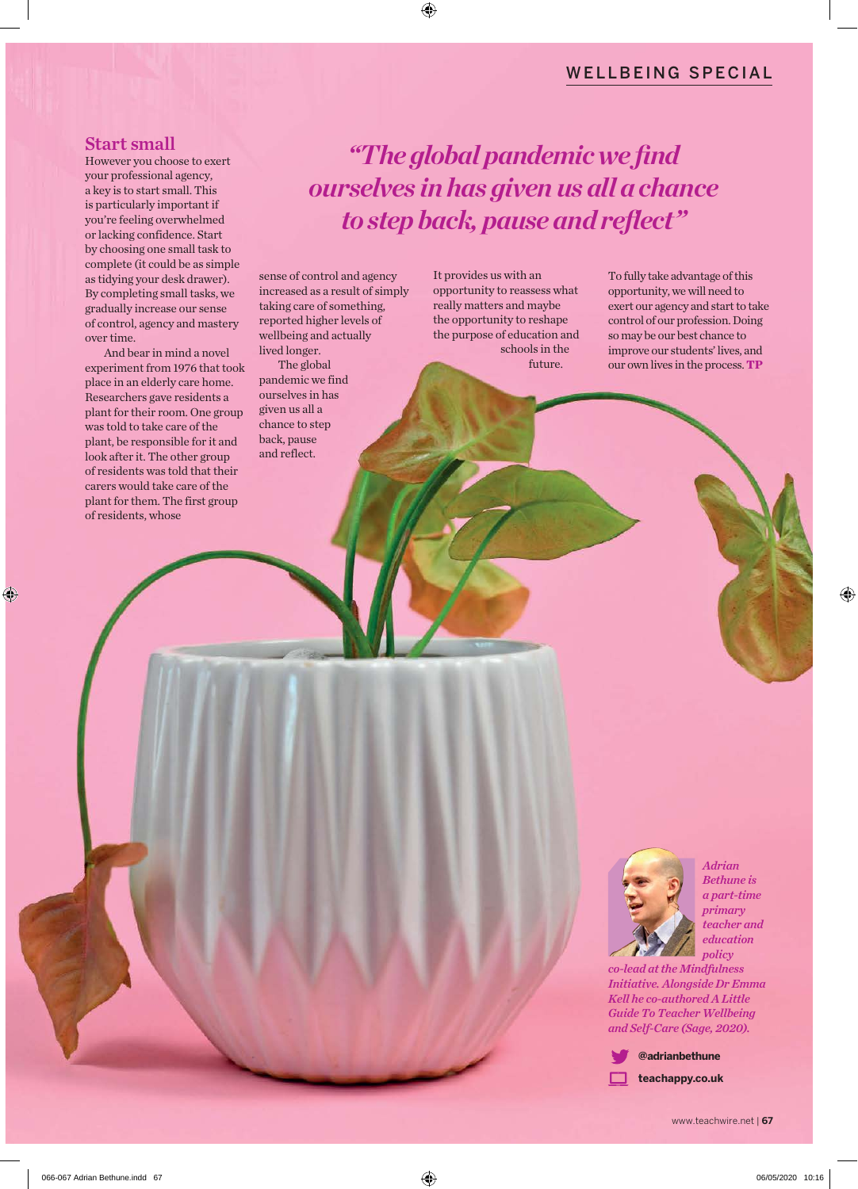## Start small

However you choose to exert your professional agency, a key is to start small. This is particularly important if you're feeling overwhelmed or lacking confidence. Start by choosing one small task to complete (it could be as simple as tidying your desk drawer). By completing small tasks, we gradually increase our sense of control, agency and mastery over time.

And bear in mind a novel experiment from 1976 that took place in an elderly care home. Researchers gave residents a plant for their room. One group was told to take care of the plant, be responsible for it and look after it. The other group of residents was told that their carers would take care of the plant for them. The first group of residents, whose sense of control and agency increased as a result of simply taking care of something, reported higher levels of wellbeing and actually lived longer.

*"The global pandemic we find ourselves in has given us all a chance to step back, pause and reflect"*

The global pandemic we find ourselves in has given us all a chance to step back, pause and reflect. It provides us with an opportunity to reassess what really matters and maybe the opportunity to reshape the purpose of education and schools in the future.

To fully take advantage of this opportunity, we will need to exert our agency and start to take control of our profession. Doing so may be our best chance to improve our students' lives, and our own lives in the process. **TP**

*Adrian Bethune is a part-time primary teacher and education policy co-lead at the Mindfulness Initiative. Alongside Dr Emma Kell he co-authored A Little Guide To Teacher Wellbeing and Self-Care (Sage, 2020).*

@adrianbethune

teachappy.co.uk